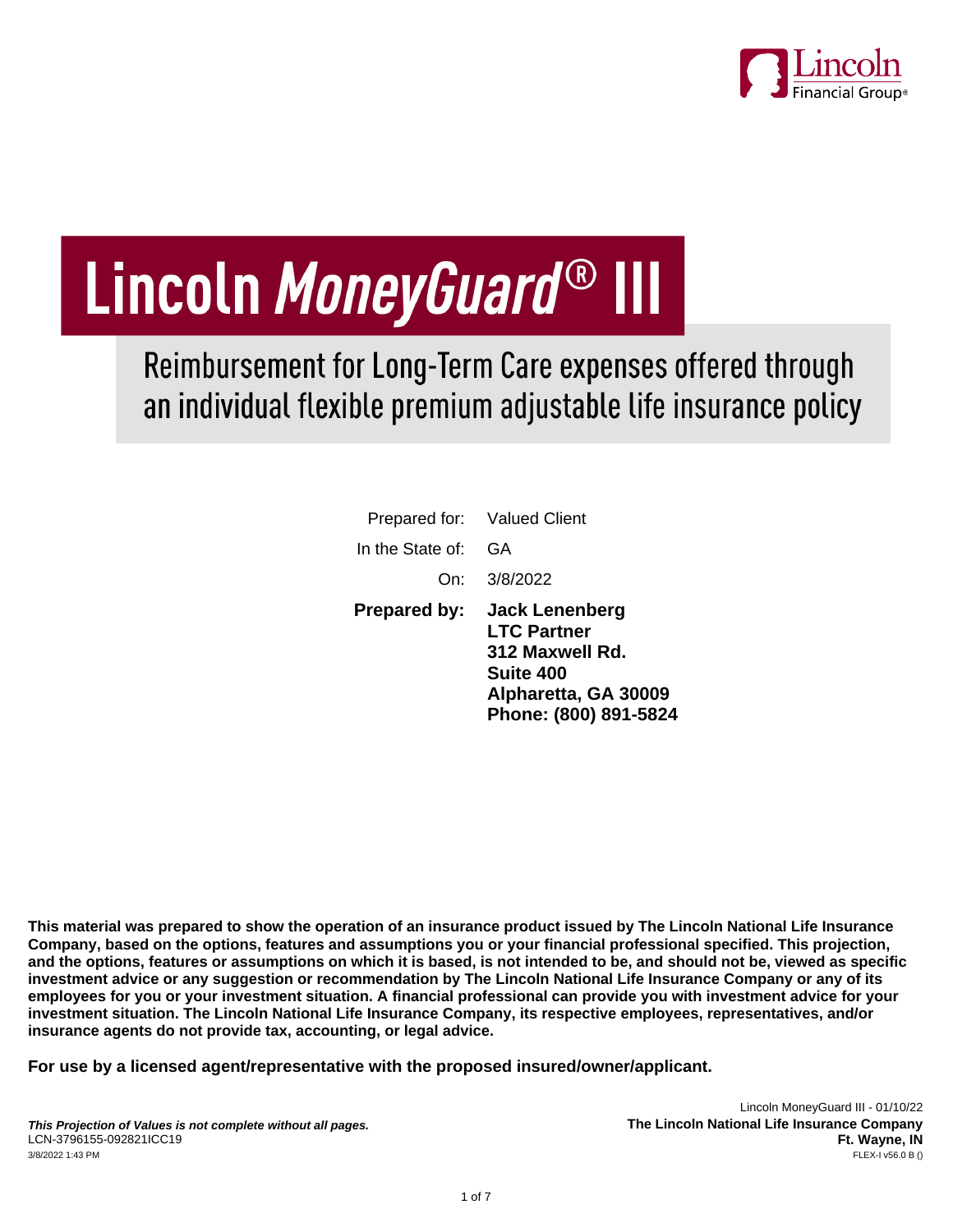# Lincoln *MoneyGuard®* III

## Reimbursement for Long-Term Care expenses offered through an individual flexible premium adjustable life insurance policy

Prepared for: Valued Client

In the State of: GA

On: 3/8/2022

**Prepared by:** **Jack Lenenberg**
**LTC Partner**
**312 Maxwell Rd.**
**Suite 400**
**Alpharetta, GA 30009**
**Phone: (800) 891-5824**

**This material was prepared to show the operation of an insurance product issued by The Lincoln National Life Insurance Company, based on the options, features and assumptions you or your financial professional specified. This projection, and the options, features or assumptions on which it is based, is not intended to be, and should not be, viewed as specific investment advice or any suggestion or recommendation by The Lincoln National Life Insurance Company or any of its employees for you or your investment situation. A financial professional can provide you with investment advice for your investment situation. The Lincoln National Life Insurance Company, its respective employees, representatives, and/or insurance agents do not provide tax, accounting, or legal advice.**

**For use by a licensed agent/representative with the proposed insured/owner/applicant.**

***This Projection of Values is not complete without all pages.***
LCN-3796155-092821ICC19
3/8/2022 1:43 PM

Lincoln MoneyGuard III - 01/10/22
**The Lincoln National Life Insurance Company**
**Ft. Wayne, IN**
FLEX-I v56.0 B ()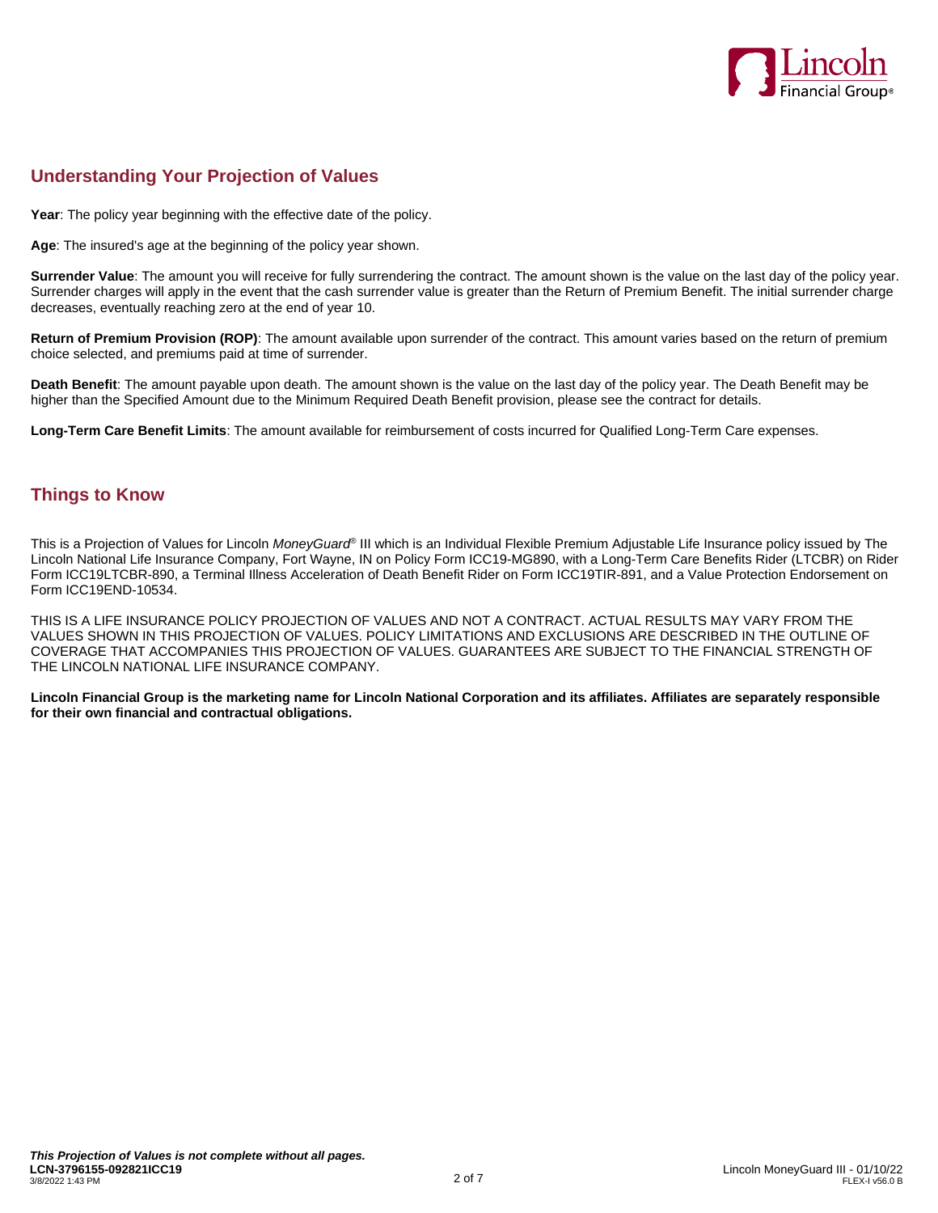## Understanding Your Projection of Values

**Year**: The policy year beginning with the effective date of the policy.

**Age**: The insured's age at the beginning of the policy year shown.

**Surrender Value**: The amount you will receive for fully surrendering the contract. The amount shown is the value on the last day of the policy year. Surrender charges will apply in the event that the cash surrender value is greater than the Return of Premium Benefit. The initial surrender charge decreases, eventually reaching zero at the end of year 10.

**Return of Premium Provision (ROP)**: The amount available upon surrender of the contract. This amount varies based on the return of premium choice selected, and premiums paid at time of surrender.

**Death Benefit**: The amount payable upon death. The amount shown is the value on the last day of the policy year. The Death Benefit may be higher than the Specified Amount due to the Minimum Required Death Benefit provision, please see the contract for details.

**Long-Term Care Benefit Limits**: The amount available for reimbursement of costs incurred for Qualified Long-Term Care expenses.

## Things to Know

This is a Projection of Values for Lincoln *MoneyGuard®* III which is an Individual Flexible Premium Adjustable Life Insurance policy issued by The Lincoln National Life Insurance Company, Fort Wayne, IN on Policy Form ICC19-MG890, with a Long-Term Care Benefits Rider (LTCBR) on Rider Form ICC19LTCBR-890, a Terminal Illness Acceleration of Death Benefit Rider on Form ICC19TIR-891, and a Value Protection Endorsement on Form ICC19END-10534.

THIS IS A LIFE INSURANCE POLICY PROJECTION OF VALUES AND NOT A CONTRACT. ACTUAL RESULTS MAY VARY FROM THE VALUES SHOWN IN THIS PROJECTION OF VALUES. POLICY LIMITATIONS AND EXCLUSIONS ARE DESCRIBED IN THE OUTLINE OF COVERAGE THAT ACCOMPANIES THIS PROJECTION OF VALUES. GUARANTEES ARE SUBJECT TO THE FINANCIAL STRENGTH OF THE LINCOLN NATIONAL LIFE INSURANCE COMPANY.

**Lincoln Financial Group is the marketing name for Lincoln National Corporation and its affiliates. Affiliates are separately responsible for their own financial and contractual obligations.**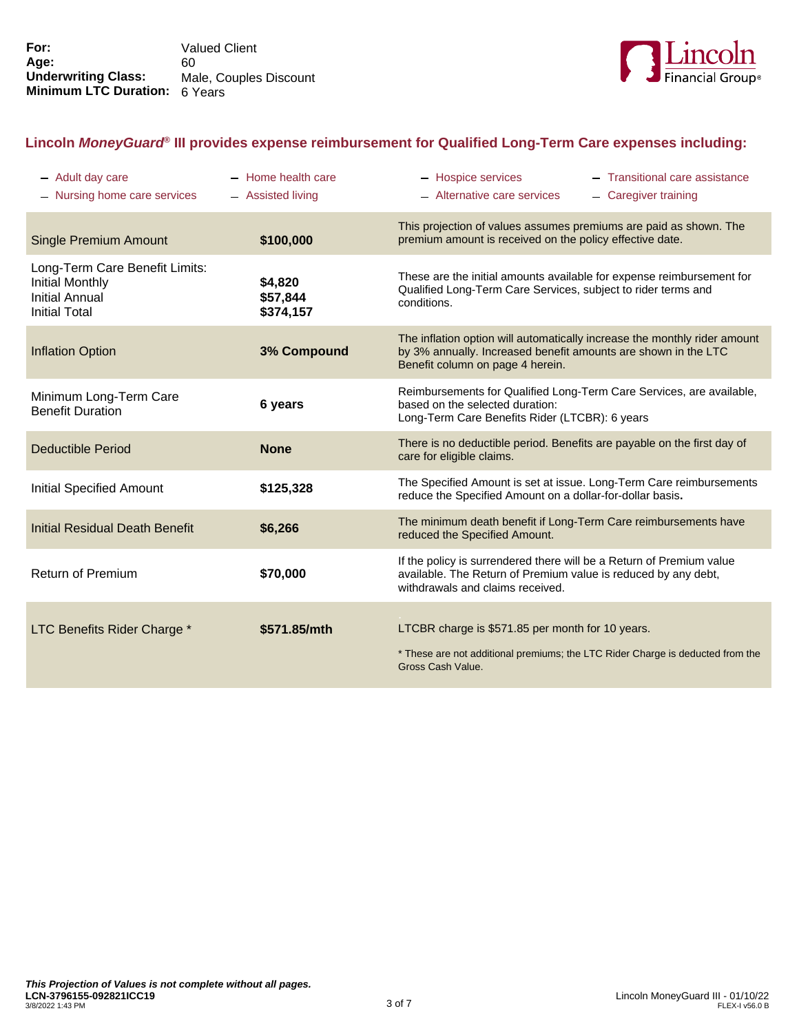**For:** Valued Client
**Age:** 60
**Underwriting Class:** Male, Couples Discount
**Minimum LTC Duration:** 6 Years

## Lincoln *MoneyGuard*® III provides expense reimbursement for Qualified Long-Term Care expenses including:

- Adult day care
- Nursing home care services
- Home health care
- Assisted living
- Hospice services
- Alternative care services
- Transitional care assistance
- Caregiver training

| | | |
|---|---|---|
| Single Premium Amount | **$100,000** | This projection of values assumes premiums are paid as shown. The premium amount is received on the policy effective date. |
| Long-Term Care Benefit Limits:<br>Initial Monthly<br>Initial Annual<br>Initial Total | <br>**$4,820**<br>**$57,844**<br>**$374,157** | These are the initial amounts available for expense reimbursement for Qualified Long-Term Care Services, subject to rider terms and conditions. |
| Inflation Option | **3% Compound** | The inflation option will automatically increase the monthly rider amount by 3% annually. Increased benefit amounts are shown in the LTC Benefit column on page 4 herein. |
| Minimum Long-Term Care Benefit Duration | **6 years** | Reimbursements for Qualified Long-Term Care Services, are available, based on the selected duration:<br>Long-Term Care Benefits Rider (LTCBR): 6 years |
| Deductible Period | **None** | There is no deductible period. Benefits are payable on the first day of care for eligible claims. |
| Initial Specified Amount | **$125,328** | The Specified Amount is set at issue. Long-Term Care reimbursements reduce the Specified Amount on a dollar-for-dollar basis. |
| Initial Residual Death Benefit | **$6,266** | The minimum death benefit if Long-Term Care reimbursements have reduced the Specified Amount. |
| Return of Premium | **$70,000** | If the policy is surrendered there will be a Return of Premium value available. The Return of Premium value is reduced by any debt, withdrawals and claims received. |
| LTC Benefits Rider Charge * | **$571.85/mth** | LTCBR charge is $571.85 per month for 10 years.<br><br>* These are not additional premiums; the LTC Rider Charge is deducted from the Gross Cash Value. |

***This Projection of Values is not complete without all pages.***
**LCN-3796155-092821ICC19**
3/8/2022 1:43 PM

Lincoln MoneyGuard III - 01/10/22
FLEX-I v56.0 B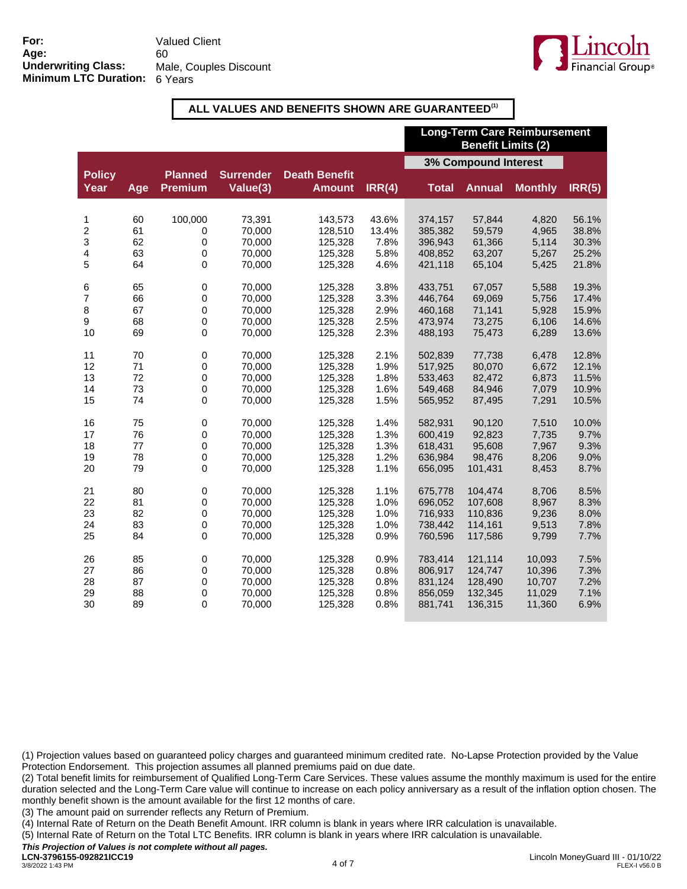**For:** Valued Client
**Age:** 60
**Underwriting Class:** Male, Couples Discount
**Minimum LTC Duration:** 6 Years

**ALL VALUES AND BENEFITS SHOWN ARE GUARANTEED[1]**

| | | | | | | Long-Term Care Reimbursement Benefit Limits (2) | | | |
|---|---|---|---|---|---|---|---|---|---|
| | | | | | | 3% Compound Interest | | | |
| Policy Year | Age | Planned Premium | Surrender Value(3) | Death Benefit Amount | IRR(4) | Total | Annual | Monthly | IRR(5) |
| 1 | 60 | 100,000 | 73,391 | 143,573 | 43.6% | 374,157 | 57,844 | 4,820 | 56.1% |
| 2 | 61 | 0 | 70,000 | 128,510 | 13.4% | 385,382 | 59,579 | 4,965 | 38.8% |
| 3 | 62 | 0 | 70,000 | 125,328 | 7.8% | 396,943 | 61,366 | 5,114 | 30.3% |
| 4 | 63 | 0 | 70,000 | 125,328 | 5.8% | 408,852 | 63,207 | 5,267 | 25.2% |
| 5 | 64 | 0 | 70,000 | 125,328 | 4.6% | 421,118 | 65,104 | 5,425 | 21.8% |
| 6 | 65 | 0 | 70,000 | 125,328 | 3.8% | 433,751 | 67,057 | 5,588 | 19.3% |
| 7 | 66 | 0 | 70,000 | 125,328 | 3.3% | 446,764 | 69,069 | 5,756 | 17.4% |
| 8 | 67 | 0 | 70,000 | 125,328 | 2.9% | 460,168 | 71,141 | 5,928 | 15.9% |
| 9 | 68 | 0 | 70,000 | 125,328 | 2.5% | 473,974 | 73,275 | 6,106 | 14.6% |
| 10 | 69 | 0 | 70,000 | 125,328 | 2.3% | 488,193 | 75,473 | 6,289 | 13.6% |
| 11 | 70 | 0 | 70,000 | 125,328 | 2.1% | 502,839 | 77,738 | 6,478 | 12.8% |
| 12 | 71 | 0 | 70,000 | 125,328 | 1.9% | 517,925 | 80,070 | 6,672 | 12.1% |
| 13 | 72 | 0 | 70,000 | 125,328 | 1.8% | 533,463 | 82,472 | 6,873 | 11.5% |
| 14 | 73 | 0 | 70,000 | 125,328 | 1.6% | 549,468 | 84,946 | 7,079 | 10.9% |
| 15 | 74 | 0 | 70,000 | 125,328 | 1.5% | 565,952 | 87,495 | 7,291 | 10.5% |
| 16 | 75 | 0 | 70,000 | 125,328 | 1.4% | 582,931 | 90,120 | 7,510 | 10.0% |
| 17 | 76 | 0 | 70,000 | 125,328 | 1.3% | 600,419 | 92,823 | 7,735 | 9.7% |
| 18 | 77 | 0 | 70,000 | 125,328 | 1.3% | 618,431 | 95,608 | 7,967 | 9.3% |
| 19 | 78 | 0 | 70,000 | 125,328 | 1.2% | 636,984 | 98,476 | 8,206 | 9.0% |
| 20 | 79 | 0 | 70,000 | 125,328 | 1.1% | 656,095 | 101,431 | 8,453 | 8.7% |
| 21 | 80 | 0 | 70,000 | 125,328 | 1.1% | 675,778 | 104,474 | 8,706 | 8.5% |
| 22 | 81 | 0 | 70,000 | 125,328 | 1.0% | 696,052 | 107,608 | 8,967 | 8.3% |
| 23 | 82 | 0 | 70,000 | 125,328 | 1.0% | 716,933 | 110,836 | 9,236 | 8.0% |
| 24 | 83 | 0 | 70,000 | 125,328 | 1.0% | 738,442 | 114,161 | 9,513 | 7.8% |
| 25 | 84 | 0 | 70,000 | 125,328 | 0.9% | 760,596 | 117,586 | 9,799 | 7.7% |
| 26 | 85 | 0 | 70,000 | 125,328 | 0.9% | 783,414 | 121,114 | 10,093 | 7.5% |
| 27 | 86 | 0 | 70,000 | 125,328 | 0.8% | 806,917 | 124,747 | 10,396 | 7.3% |
| 28 | 87 | 0 | 70,000 | 125,328 | 0.8% | 831,124 | 128,490 | 10,707 | 7.2% |
| 29 | 88 | 0 | 70,000 | 125,328 | 0.8% | 856,059 | 132,345 | 11,029 | 7.1% |
| 30 | 89 | 0 | 70,000 | 125,328 | 0.8% | 881,741 | 136,315 | 11,360 | 6.9% |

(1) Projection values based on guaranteed policy charges and guaranteed minimum credited rate. No-Lapse Protection provided by the Value Protection Endorsement. This projection assumes all planned premiums paid on due date.
(2) Total benefit limits for reimbursement of Qualified Long-Term Care Services. These values assume the monthly maximum is used for the entire duration selected and the Long-Term Care value will continue to increase on each policy anniversary as a result of the inflation option chosen. The monthly benefit shown is the amount available for the first 12 months of care.
(3) The amount paid on surrender reflects any Return of Premium.
(4) Internal Rate of Return on the Death Benefit Amount. IRR column is blank in years where IRR calculation is unavailable.
(5) Internal Rate of Return on the Total LTC Benefits. IRR column is blank in years where IRR calculation is unavailable.

***This Projection of Values is not complete without all pages.***
**LCN-3796155-092821ICC19**
3/8/2022 1:43 PM

Lincoln MoneyGuard III - 01/10/22
FLEX-I v56.0 B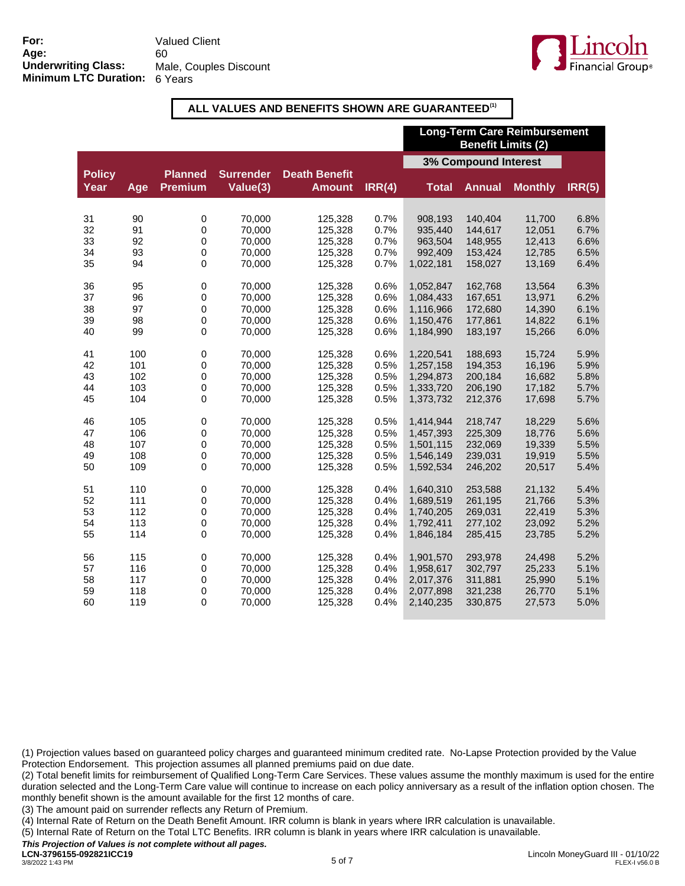**For:** Valued Client
**Age:** 60
**Underwriting Class:** Male, Couples Discount
**Minimum LTC Duration:** 6 Years

**ALL VALUES AND BENEFITS SHOWN ARE GUARANTEED[1]**

| | | | | | | Long-Term Care Reimbursement Benefit Limits (2) | | | |
|---|---|---|---|---|---|---|---|---|---|
| | | | | | | 3% Compound Interest | | | |
| Policy Year | Age | Planned Premium | Surrender Value(3) | Death Benefit Amount | IRR(4) | Total | Annual | Monthly | IRR(5) |
| 31 | 90 | 0 | 70,000 | 125,328 | 0.7% | 908,193 | 140,404 | 11,700 | 6.8% |
| 32 | 91 | 0 | 70,000 | 125,328 | 0.7% | 935,440 | 144,617 | 12,051 | 6.7% |
| 33 | 92 | 0 | 70,000 | 125,328 | 0.7% | 963,504 | 148,955 | 12,413 | 6.6% |
| 34 | 93 | 0 | 70,000 | 125,328 | 0.7% | 992,409 | 153,424 | 12,785 | 6.5% |
| 35 | 94 | 0 | 70,000 | 125,328 | 0.7% | 1,022,181 | 158,027 | 13,169 | 6.4% |
| 36 | 95 | 0 | 70,000 | 125,328 | 0.6% | 1,052,847 | 162,768 | 13,564 | 6.3% |
| 37 | 96 | 0 | 70,000 | 125,328 | 0.6% | 1,084,433 | 167,651 | 13,971 | 6.2% |
| 38 | 97 | 0 | 70,000 | 125,328 | 0.6% | 1,116,966 | 172,680 | 14,390 | 6.1% |
| 39 | 98 | 0 | 70,000 | 125,328 | 0.6% | 1,150,476 | 177,861 | 14,822 | 6.1% |
| 40 | 99 | 0 | 70,000 | 125,328 | 0.6% | 1,184,990 | 183,197 | 15,266 | 6.0% |
| 41 | 100 | 0 | 70,000 | 125,328 | 0.6% | 1,220,541 | 188,693 | 15,724 | 5.9% |
| 42 | 101 | 0 | 70,000 | 125,328 | 0.5% | 1,257,158 | 194,353 | 16,196 | 5.9% |
| 43 | 102 | 0 | 70,000 | 125,328 | 0.5% | 1,294,873 | 200,184 | 16,682 | 5.8% |
| 44 | 103 | 0 | 70,000 | 125,328 | 0.5% | 1,333,720 | 206,190 | 17,182 | 5.7% |
| 45 | 104 | 0 | 70,000 | 125,328 | 0.5% | 1,373,732 | 212,376 | 17,698 | 5.7% |
| 46 | 105 | 0 | 70,000 | 125,328 | 0.5% | 1,414,944 | 218,747 | 18,229 | 5.6% |
| 47 | 106 | 0 | 70,000 | 125,328 | 0.5% | 1,457,393 | 225,309 | 18,776 | 5.6% |
| 48 | 107 | 0 | 70,000 | 125,328 | 0.5% | 1,501,115 | 232,069 | 19,339 | 5.5% |
| 49 | 108 | 0 | 70,000 | 125,328 | 0.5% | 1,546,149 | 239,031 | 19,919 | 5.5% |
| 50 | 109 | 0 | 70,000 | 125,328 | 0.5% | 1,592,534 | 246,202 | 20,517 | 5.4% |
| 51 | 110 | 0 | 70,000 | 125,328 | 0.4% | 1,640,310 | 253,588 | 21,132 | 5.4% |
| 52 | 111 | 0 | 70,000 | 125,328 | 0.4% | 1,689,519 | 261,195 | 21,766 | 5.3% |
| 53 | 112 | 0 | 70,000 | 125,328 | 0.4% | 1,740,205 | 269,031 | 22,419 | 5.3% |
| 54 | 113 | 0 | 70,000 | 125,328 | 0.4% | 1,792,411 | 277,102 | 23,092 | 5.2% |
| 55 | 114 | 0 | 70,000 | 125,328 | 0.4% | 1,846,184 | 285,415 | 23,785 | 5.2% |
| 56 | 115 | 0 | 70,000 | 125,328 | 0.4% | 1,901,570 | 293,978 | 24,498 | 5.2% |
| 57 | 116 | 0 | 70,000 | 125,328 | 0.4% | 1,958,617 | 302,797 | 25,233 | 5.1% |
| 58 | 117 | 0 | 70,000 | 125,328 | 0.4% | 2,017,376 | 311,881 | 25,990 | 5.1% |
| 59 | 118 | 0 | 70,000 | 125,328 | 0.4% | 2,077,898 | 321,238 | 26,770 | 5.1% |
| 60 | 119 | 0 | 70,000 | 125,328 | 0.4% | 2,140,235 | 330,875 | 27,573 | 5.0% |

(1) Projection values based on guaranteed policy charges and guaranteed minimum credited rate. No-Lapse Protection provided by the Value Protection Endorsement. This projection assumes all planned premiums paid on due date.

(2) Total benefit limits for reimbursement of Qualified Long-Term Care Services. These values assume the monthly maximum is used for the entire duration selected and the Long-Term Care value will continue to increase on each policy anniversary as a result of the inflation option chosen. The monthly benefit shown is the amount available for the first 12 months of care.

(3) The amount paid on surrender reflects any Return of Premium.

(4) Internal Rate of Return on the Death Benefit Amount. IRR column is blank in years where IRR calculation is unavailable.

(5) Internal Rate of Return on the Total LTC Benefits. IRR column is blank in years where IRR calculation is unavailable.

***This Projection of Values is not complete without all pages.***

**LCN-3796155-092821ICC19**
3/8/2022 1:43 PM

Lincoln MoneyGuard III - 01/10/22
FLEX-I v56.0 B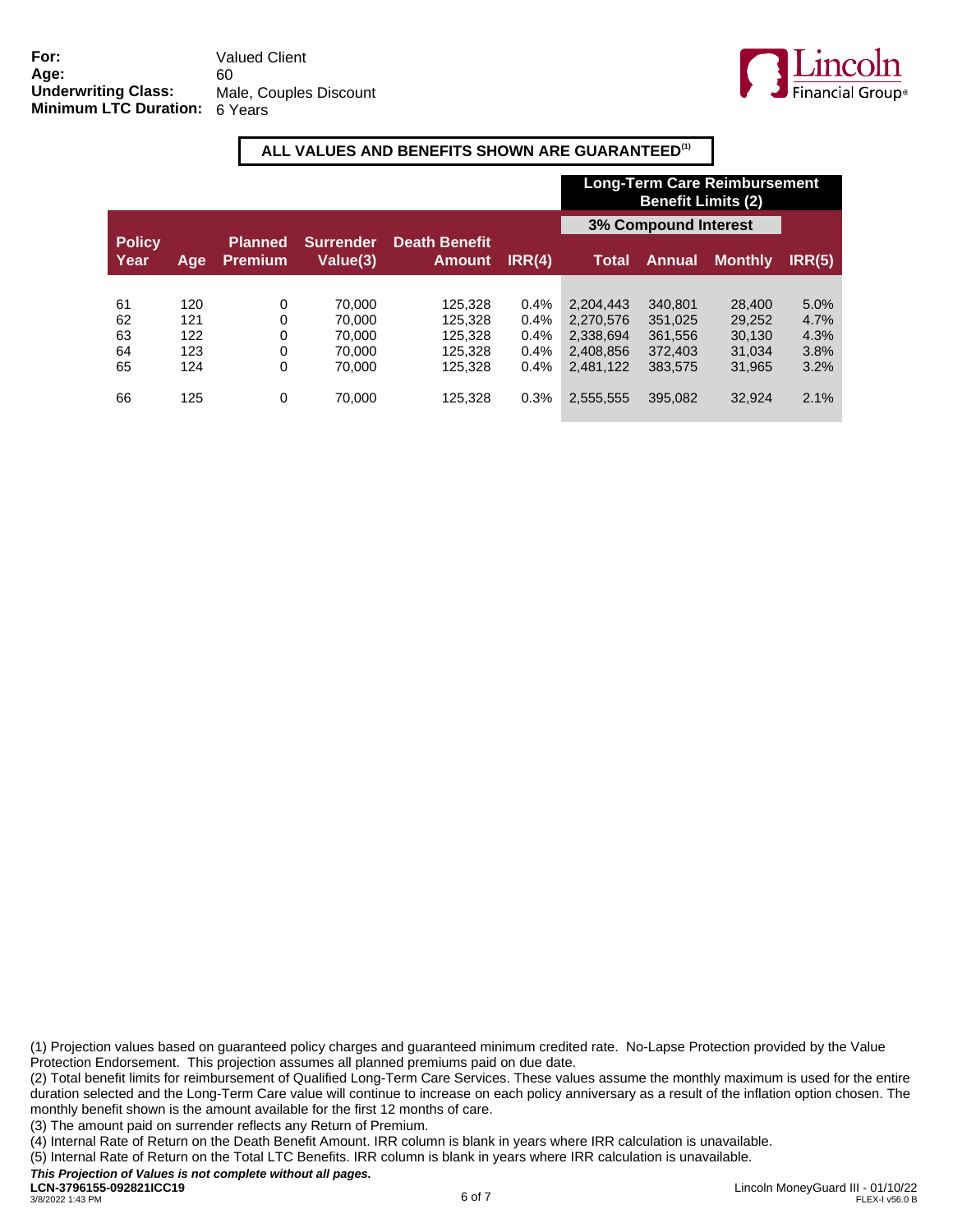**For:** Valued Client
**Age:** 60
**Underwriting Class:** Male, Couples Discount
**Minimum LTC Duration:** 6 Years

**ALL VALUES AND BENEFITS SHOWN ARE GUARANTEED(1)**

| | | | | | | Long-Term Care Reimbursement Benefit Limits (2) | | | |
|---|---|---|---|---|---|---|---|---|---|
| | | | | | | 3% Compound Interest | | | |
| Policy Year | Age | Planned Premium | Surrender Value(3) | Death Benefit Amount | IRR(4) | Total | Annual | Monthly | IRR(5) |
| 61 | 120 | 0 | 70,000 | 125,328 | 0.4% | 2,204,443 | 340,801 | 28,400 | 5.0% |
| 62 | 121 | 0 | 70,000 | 125,328 | 0.4% | 2,270,576 | 351,025 | 29,252 | 4.7% |
| 63 | 122 | 0 | 70,000 | 125,328 | 0.4% | 2,338,694 | 361,556 | 30,130 | 4.3% |
| 64 | 123 | 0 | 70,000 | 125,328 | 0.4% | 2,408,856 | 372,403 | 31,034 | 3.8% |
| 65 | 124 | 0 | 70,000 | 125,328 | 0.4% | 2,481,122 | 383,575 | 31,965 | 3.2% |
| 66 | 125 | 0 | 70,000 | 125,328 | 0.3% | 2,555,555 | 395,082 | 32,924 | 2.1% |

(1) Projection values based on guaranteed policy charges and guaranteed minimum credited rate. No-Lapse Protection provided by the Value Protection Endorsement. This projection assumes all planned premiums paid on due date.

(2) Total benefit limits for reimbursement of Qualified Long-Term Care Services. These values assume the monthly maximum is used for the entire duration selected and the Long-Term Care value will continue to increase on each policy anniversary as a result of the inflation option chosen. The monthly benefit shown is the amount available for the first 12 months of care.

(3) The amount paid on surrender reflects any Return of Premium.

(4) Internal Rate of Return on the Death Benefit Amount. IRR column is blank in years where IRR calculation is unavailable.

(5) Internal Rate of Return on the Total LTC Benefits. IRR column is blank in years where IRR calculation is unavailable.

***This Projection of Values is not complete without all pages.***

**LCN-3796155-092821ICC19**
3/8/2022 1:43 PM

Lincoln MoneyGuard III - 01/10/22
FLEX-I v56.0 B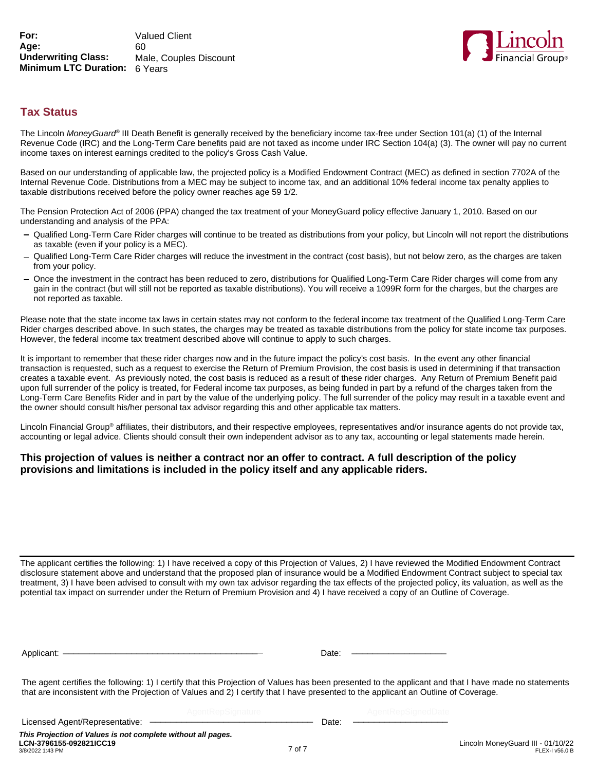| | |
|---|---|
| **For:** | Valued Client |
| **Age:** | 60 |
| **Underwriting Class:** | Male, Couples Discount |
| **Minimum LTC Duration:** | 6 Years |

## Tax Status

The Lincoln *MoneyGuard*® III Death Benefit is generally received by the beneficiary income tax-free under Section 101(a) (1) of the Internal Revenue Code (IRC) and the Long-Term Care benefits paid are not taxed as income under IRC Section 104(a) (3). The owner will pay no current income taxes on interest earnings credited to the policy's Gross Cash Value.

Based on our understanding of applicable law, the projected policy is a Modified Endowment Contract (MEC) as defined in section 7702A of the Internal Revenue Code. Distributions from a MEC may be subject to income tax, and an additional 10% federal income tax penalty applies to taxable distributions received before the policy owner reaches age 59 1/2.

The Pension Protection Act of 2006 (PPA) changed the tax treatment of your MoneyGuard policy effective January 1, 2010. Based on our understanding and analysis of the PPA:

- Qualified Long-Term Care Rider charges will continue to be treated as distributions from your policy, but Lincoln will not report the distributions as taxable (even if your policy is a MEC).
- Qualified Long-Term Care Rider charges will reduce the investment in the contract (cost basis), but not below zero, as the charges are taken from your policy.
- Once the investment in the contract has been reduced to zero, distributions for Qualified Long-Term Care Rider charges will come from any gain in the contract (but will still not be reported as taxable distributions). You will receive a 1099R form for the charges, but the charges are not reported as taxable.

Please note that the state income tax laws in certain states may not conform to the federal income tax treatment of the Qualified Long-Term Care Rider charges described above. In such states, the charges may be treated as taxable distributions from the policy for state income tax purposes. However, the federal income tax treatment described above will continue to apply to such charges.

It is important to remember that these rider charges now and in the future impact the policy's cost basis. In the event any other financial transaction is requested, such as a request to exercise the Return of Premium Provision, the cost basis is used in determining if that transaction creates a taxable event. As previously noted, the cost basis is reduced as a result of these rider charges. Any Return of Premium Benefit paid upon full surrender of the policy is treated, for Federal income tax purposes, as being funded in part by a refund of the charges taken from the Long-Term Care Benefits Rider and in part by the value of the underlying policy. The full surrender of the policy may result in a taxable event and the owner should consult his/her personal tax advisor regarding this and other applicable tax matters.

Lincoln Financial Group® affiliates, their distributors, and their respective employees, representatives and/or insurance agents do not provide tax, accounting or legal advice. Clients should consult their own independent advisor as to any tax, accounting or legal statements made herein.

**This projection of values is neither a contract nor an offer to contract. A full description of the policy provisions and limitations is included in the policy itself and any applicable riders.**

---

The applicant certifies the following: 1) I have received a copy of this Projection of Values, 2) I have reviewed the Modified Endowment Contract disclosure statement above and understand that the proposed plan of insurance would be a Modified Endowment Contract subject to special tax treatment, 3) I have been advised to consult with my own tax advisor regarding the tax effects of the projected policy, its valuation, as well as the potential tax impact on surrender under the Return of Premium Provision and 4) I have received a copy of an Outline of Coverage.

Applicant: ______________________________ Date: ____________________

The agent certifies the following: 1) I certify that this Projection of Values has been presented to the applicant and that I have made no statements that are inconsistent with the Projection of Values and 2) I certify that I have presented to the applicant an Outline of Coverage.

Licensed Agent/Representative: ______________________________ Date: ____________________

***This Projection of Values is not complete without all pages.***

**LCN-3796155-092821ICC19**

3/8/2022 1:43 PM

Lincoln MoneyGuard III - 01/10/22

FLEX-I v56.0 B